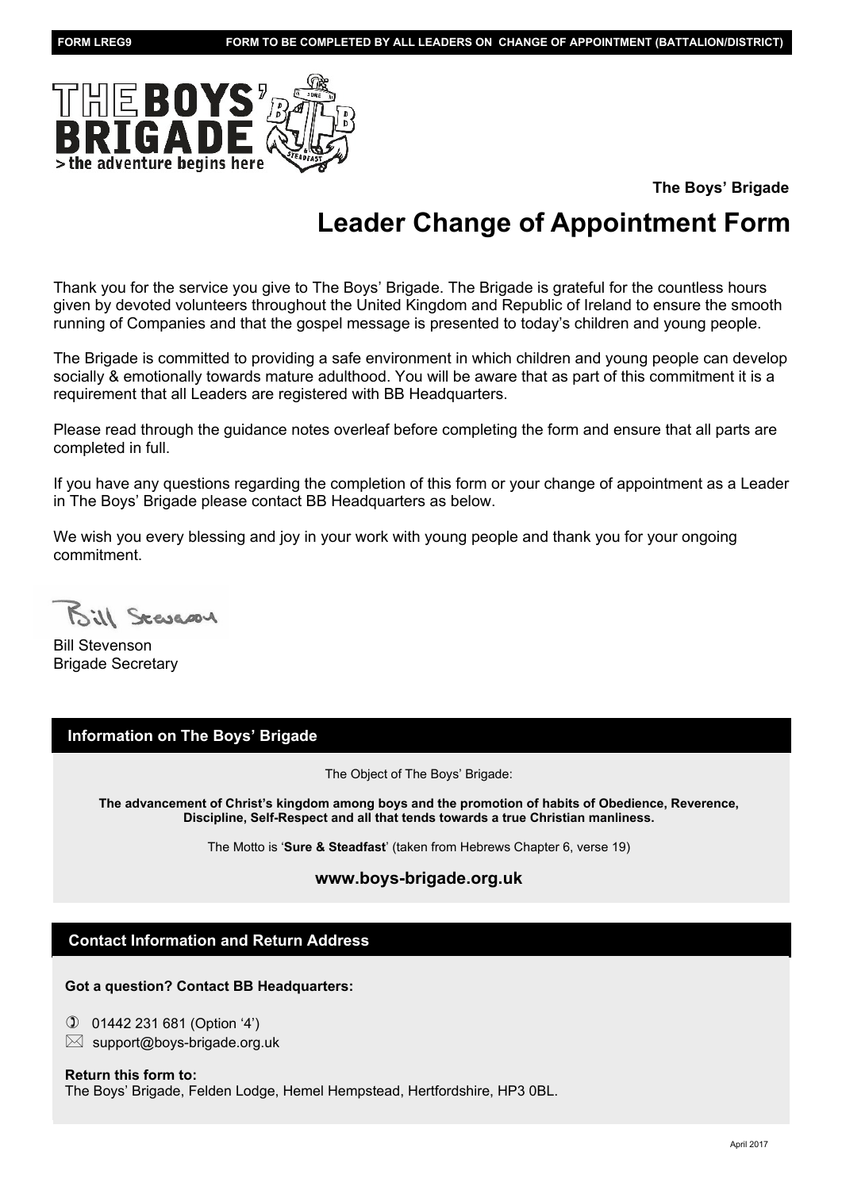**FORM LREG9** **FORM TO BE COMPLETED BY ALL LEADERS ON CHANGE OF APPOINTMENT (BATTALION/DISTRICT)**

**The Boys' Brigade**

# Leader Change of Appointment Form

Thank you for the service you give to The Boys' Brigade. The Brigade is grateful for the countless hours given by devoted volunteers throughout the United Kingdom and Republic of Ireland to ensure the smooth running of Companies and that the gospel message is presented to today's children and young people.

The Brigade is committed to providing a safe environment in which children and young people can develop socially & emotionally towards mature adulthood. You will be aware that as part of this commitment it is a requirement that all Leaders are registered with BB Headquarters.

Please read through the guidance notes overleaf before completing the form and ensure that all parts are completed in full.

If you have any questions regarding the completion of this form or your change of appointment as a Leader in The Boys' Brigade please contact BB Headquarters as below.

We wish you every blessing and joy in your work with young people and thank you for your ongoing commitment.

Bill Stevenson
Brigade Secretary

## Information on The Boys' Brigade

The Object of The Boys' Brigade:

**The advancement of Christ's kingdom among boys and the promotion of habits of Obedience, Reverence, Discipline, Self-Respect and all that tends towards a true Christian manliness.**

The Motto is '**Sure & Steadfast**' (taken from Hebrews Chapter 6, verse 19)

**www.boys-brigade.org.uk**

## Contact Information and Return Address

**Got a question? Contact BB Headquarters:**

01442 231 681 (Option '4')
support@boys-brigade.org.uk

**Return this form to:**
The Boys' Brigade, Felden Lodge, Hemel Hempstead, Hertfordshire, HP3 0BL.

April 2017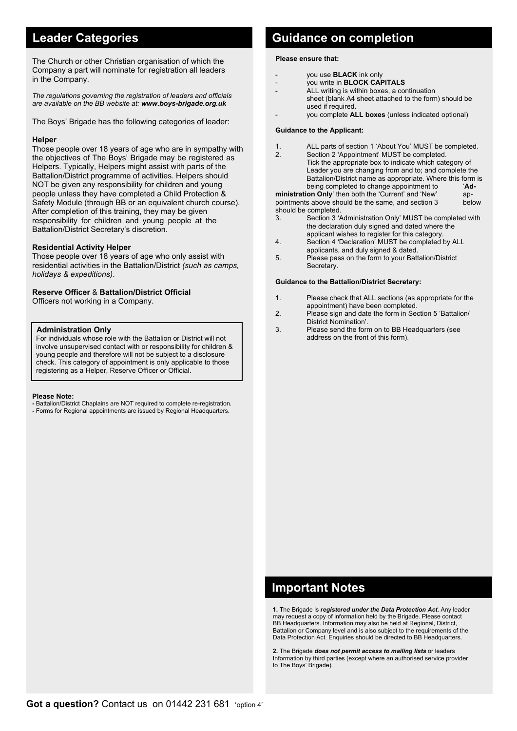## Leader Categories

The Church or other Christian organisation of which the Company a part will nominate for registration all leaders in the Company.

*The regulations governing the registration of leaders and officials are available on the BB website at: **www.boys-brigade.org.uk***

The Boys' Brigade has the following categories of leader:

**Helper**
Those people over 18 years of age who are in sympathy with the objectives of The Boys' Brigade may be registered as Helpers. Typically, Helpers might assist with parts of the Battalion/District programme of activities. Helpers should NOT be given any responsibility for children and young people unless they have completed a Child Protection & Safety Module (through BB or an equivalent church course). After completion of this training, they may be given responsibility for children and young people at the Battalion/District Secretary's discretion.

**Residential Activity Helper**
Those people over 18 years of age who only assist with residential activities in the Battalion/District *(such as camps, holidays & expeditions)*.

**Reserve Officer** & **Battalion/District Official**
Officers not working in a Company.

**Administration Only**
For individuals whose role with the Battalion or District will not involve unsupervised contact with or responsibility for children & young people and therefore will not be subject to a disclosure check. This category of appointment is only applicable to those registering as a Helper, Reserve Officer or Official.

**Please Note:**
- Battalion/District Chaplains are NOT required to complete re-registration.
- Forms for Regional appointments are issued by Regional Headquarters.

## Guidance on completion

**Please ensure that:**

- you use **BLACK** ink only
- you write in **BLOCK CAPITALS**
- ALL writing is within boxes, a continuation sheet (blank A4 sheet attached to the form) should be used if required.
- you complete **ALL boxes** (unless indicated optional)

**Guidance to the Applicant:**

1. ALL parts of section 1 'About You' MUST be completed.
2. Section 2 'Appointment' MUST be completed. Tick the appropriate box to indicate which category of Leader you are changing from and to; and complete the Battalion/District name as appropriate. Where this form is being completed to change appointment to '**Administration Only**' then both the 'Current' and 'New' appointments above should be the same, and section 3 below should be completed.
3. Section 3 'Administration Only' MUST be completed with the declaration duly signed and dated where the applicant wishes to register for this category.
4. Section 4 'Declaration' MUST be completed by ALL applicants, and duly signed & dated.
5. Please pass on the form to your Battalion/District Secretary.

**Guidance to the Battalion/District Secretary:**

1. Please check that ALL sections (as appropriate for the appointment) have been completed.
2. Please sign and date the form in Section 5 'Battalion/District Nomination'.
3. Please send the form on to BB Headquarters (see address on the front of this form).

## Important Notes

**1.** The Brigade is ***registered under the Data Protection Act***. Any leader may request a copy of information held by the Brigade. Please contact BB Headquarters. Information may also be held at Regional, District, Battalion or Company level and is also subject to the requirements of the Data Protection Act. Enquiries should be directed to BB Headquarters.

**2.** The Brigade ***does not permit access to mailing lists*** or leaders Information by third parties (except where an authorised service provider to The Boys' Brigade).

**Got a question?** Contact us on 01442 231 681 'option 4'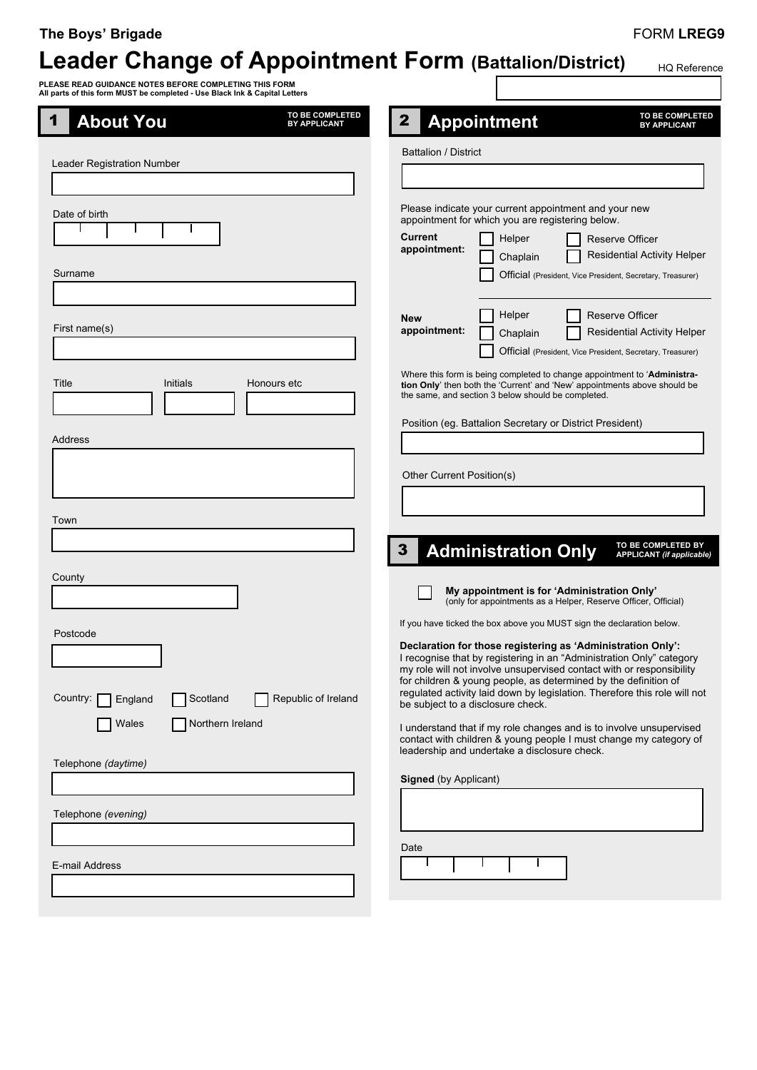The Boys' Brigade

FORM **LREG9**

# Leader Change of Appointment Form (Battalion/District)

HQ Reference

**PLEASE READ GUIDANCE NOTES BEFORE COMPLETING THIS FORM**
**All parts of this form MUST be completed - Use Black Ink & Capital Letters**

## 1 About You

TO BE COMPLETED BY APPLICANT

Leader Registration Number

Date of birth

Surname

First name(s)

Title | Initials | Honours etc

Address

Town

County

Postcode

Country: ☐ England ☐ Scotland ☐ Republic of Ireland ☐ Wales ☐ Northern Ireland

Telephone *(daytime)*

Telephone *(evening)*

E-mail Address

## 2 Appointment

TO BE COMPLETED BY APPLICANT

Battalion / District

Please indicate your current appointment and your new appointment for which you are registering below.

**Current appointment:**
☐ Helper ☐ Reserve Officer
☐ Chaplain ☐ Residential Activity Helper
☐ Official (President, Vice President, Secretary, Treasurer)

**New appointment:**
☐ Helper ☐ Reserve Officer
☐ Chaplain ☐ Residential Activity Helper
☐ Official (President, Vice President, Secretary, Treasurer)

Where this form is being completed to change appointment to '**Administration Only**' then both the 'Current' and 'New' appointments above should be the same, and section 3 below should be completed.

Position (eg. Battalion Secretary or District President)

Other Current Position(s)

## 3 Administration Only

TO BE COMPLETED BY APPLICANT *(if applicable)*

☐ **My appointment is for 'Administration Only'** (only for appointments as a Helper, Reserve Officer, Official)

If you have ticked the box above you MUST sign the declaration below.

**Declaration for those registering as 'Administration Only':**
I recognise that by registering in an "Administration Only" category my role will not involve unsupervised contact with or responsibility for children & young people, as determined by the definition of regulated activity laid down by legislation. Therefore this role will not be subject to a disclosure check.

I understand that if my role changes and is to involve unsupervised contact with children & young people I must change my category of leadership and undertake a disclosure check.

**Signed** (by Applicant)

Date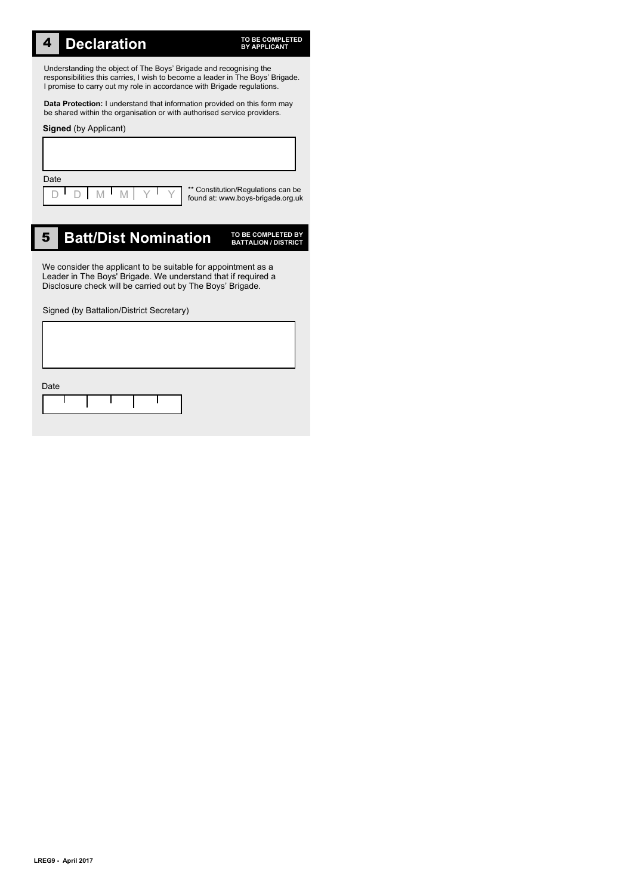## 4 Declaration

**TO BE COMPLETED BY APPLICANT**

Understanding the object of The Boys' Brigade and recognising the responsibilities this carries, I wish to become a leader in The Boys' Brigade. I promise to carry out my role in accordance with Brigade regulations.

**Data Protection:** I understand that information provided on this form may be shared within the organisation or with authorised service providers.

**Signed** (by Applicant)

Date

D D M M Y Y

** Constitution/Regulations can be found at: www.boys-brigade.org.uk

## 5 Batt/Dist Nomination

**TO BE COMPLETED BY BATTALION / DISTRICT**

We consider the applicant to be suitable for appointment as a Leader in The Boys' Brigade. We understand that if required a Disclosure check will be carried out by The Boys' Brigade.

Signed (by Battalion/District Secretary)

Date

LREG9 - April 2017